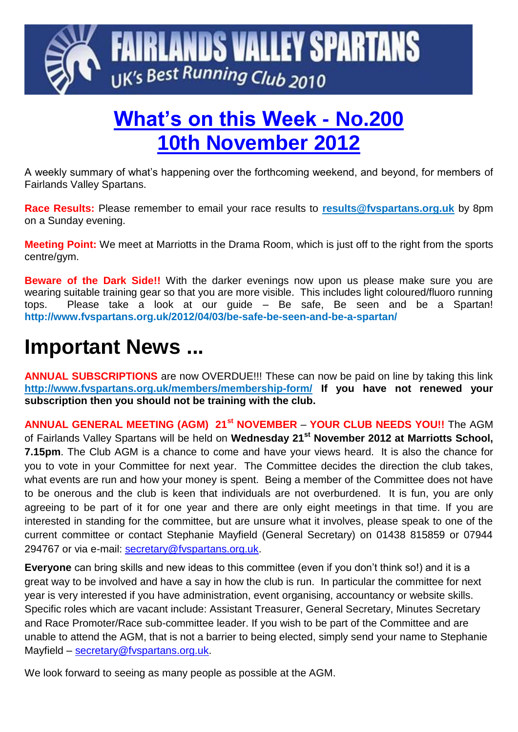**FAIRLANDS VALLEY SPARTANS**
UK's Best Running Club 2010

# What's on this Week - No.200
# 10th November 2012

A weekly summary of what's happening over the forthcoming weekend, and beyond, for members of Fairlands Valley Spartans.

**Race Results:** Please remember to email your race results to **results@fvspartans.org.uk** by 8pm on a Sunday evening.

**Meeting Point:** We meet at Marriotts in the Drama Room, which is just off to the right from the sports centre/gym.

**Beware of the Dark Side!!** With the darker evenings now upon us please make sure you are wearing suitable training gear so that you are more visible. This includes light coloured/fluoro running tops. Please take a look at our guide – Be safe, Be seen and be a Spartan! **http://www.fvspartans.org.uk/2012/04/03/be-safe-be-seen-and-be-a-spartan/**

# Important News ...

**ANNUAL SUBSCRIPTIONS** are now OVERDUE!!! These can now be paid on line by taking this link **http://www.fvspartans.org.uk/members/membership-form/** **If you have not renewed your subscription then you should not be training with the club.**

**ANNUAL GENERAL MEETING (AGM) 21st NOVEMBER** – **YOUR CLUB NEEDS YOU!!** The AGM of Fairlands Valley Spartans will be held on **Wednesday 21st November 2012 at Marriotts School, 7.15pm**. The Club AGM is a chance to come and have your views heard. It is also the chance for you to vote in your Committee for next year. The Committee decides the direction the club takes, what events are run and how your money is spent. Being a member of the Committee does not have to be onerous and the club is keen that individuals are not overburdened. It is fun, you are only agreeing to be part of it for one year and there are only eight meetings in that time. If you are interested in standing for the committee, but are unsure what it involves, please speak to one of the current committee or contact Stephanie Mayfield (General Secretary) on 01438 815859 or 07944 294767 or via e-mail: secretary@fvspartans.org.uk.

**Everyone** can bring skills and new ideas to this committee (even if you don't think so!) and it is a great way to be involved and have a say in how the club is run. In particular the committee for next year is very interested if you have administration, event organising, accountancy or website skills. Specific roles which are vacant include: Assistant Treasurer, General Secretary, Minutes Secretary and Race Promoter/Race sub-committee leader. If you wish to be part of the Committee and are unable to attend the AGM, that is not a barrier to being elected, simply send your name to Stephanie Mayfield – secretary@fvspartans.org.uk.

We look forward to seeing as many people as possible at the AGM.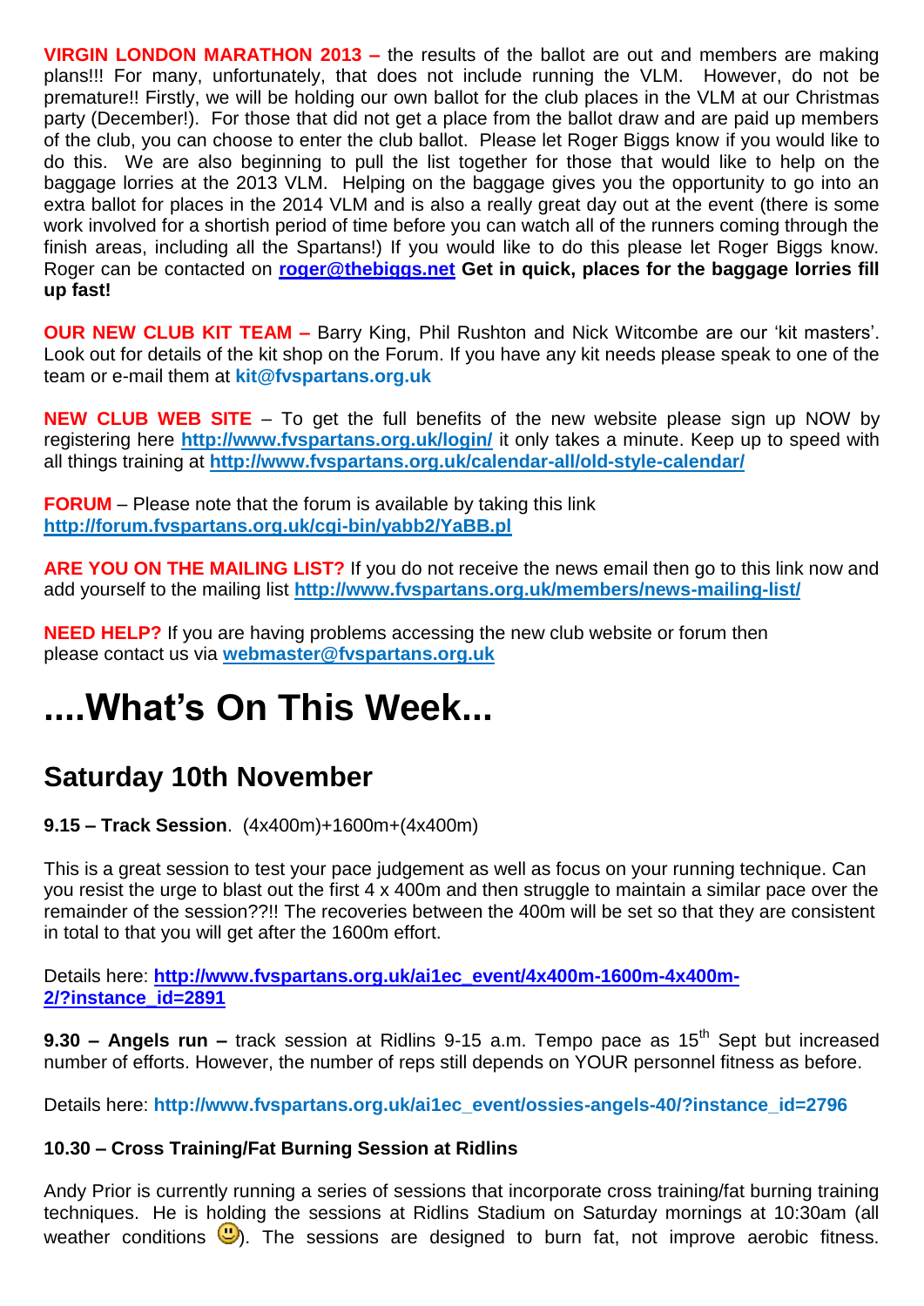**VIRGIN LONDON MARATHON 2013 –** the results of the ballot are out and members are making plans!!! For many, unfortunately, that does not include running the VLM. However, do not be premature!! Firstly, we will be holding our own ballot for the club places in the VLM at our Christmas party (December!). For those that did not get a place from the ballot draw and are paid up members of the club, you can choose to enter the club ballot. Please let Roger Biggs know if you would like to do this. We are also beginning to pull the list together for those that would like to help on the baggage lorries at the 2013 VLM. Helping on the baggage gives you the opportunity to go into an extra ballot for places in the 2014 VLM and is also a really great day out at the event (there is some work involved for a shortish period of time before you can watch all of the runners coming through the finish areas, including all the Spartans!) If you would like to do this please let Roger Biggs know. Roger can be contacted on **roger@thebiggs.net** **Get in quick, places for the baggage lorries fill up fast!**

**OUR NEW CLUB KIT TEAM –** Barry King, Phil Rushton and Nick Witcombe are our 'kit masters'. Look out for details of the kit shop on the Forum. If you have any kit needs please speak to one of the team or e-mail them at **kit@fvspartans.org.uk**

**NEW CLUB WEB SITE** – To get the full benefits of the new website please sign up NOW by registering here **http://www.fvspartans.org.uk/login/** it only takes a minute. Keep up to speed with all things training at **http://www.fvspartans.org.uk/calendar-all/old-style-calendar/**

**FORUM** – Please note that the forum is available by taking this link **http://forum.fvspartans.org.uk/cgi-bin/yabb2/YaBB.pl**

**ARE YOU ON THE MAILING LIST?** If you do not receive the news email then go to this link now and add yourself to the mailing list **http://www.fvspartans.org.uk/members/news-mailing-list/**

**NEED HELP?** If you are having problems accessing the new club website or forum then please contact us via **webmaster@fvspartans.org.uk**

# ....What's On This Week...

## Saturday 10th November

**9.15 – Track Session**. (4x400m)+1600m+(4x400m)

This is a great session to test your pace judgement as well as focus on your running technique. Can you resist the urge to blast out the first 4 x 400m and then struggle to maintain a similar pace over the remainder of the session??!! The recoveries between the 400m will be set so that they are consistent in total to that you will get after the 1600m effort.

Details here: **http://www.fvspartans.org.uk/ai1ec_event/4x400m-1600m-4x400m-2/?instance_id=2891**

**9.30 – Angels run –** track session at Ridlins 9-15 a.m. Tempo pace as 15th Sept but increased number of efforts. However, the number of reps still depends on YOUR personnel fitness as before.

Details here: **http://www.fvspartans.org.uk/ai1ec_event/ossies-angels-40/?instance_id=2796**

**10.30 – Cross Training/Fat Burning Session at Ridlins**

Andy Prior is currently running a series of sessions that incorporate cross training/fat burning training techniques. He is holding the sessions at Ridlins Stadium on Saturday mornings at 10:30am (all weather conditions ☺). The sessions are designed to burn fat, not improve aerobic fitness.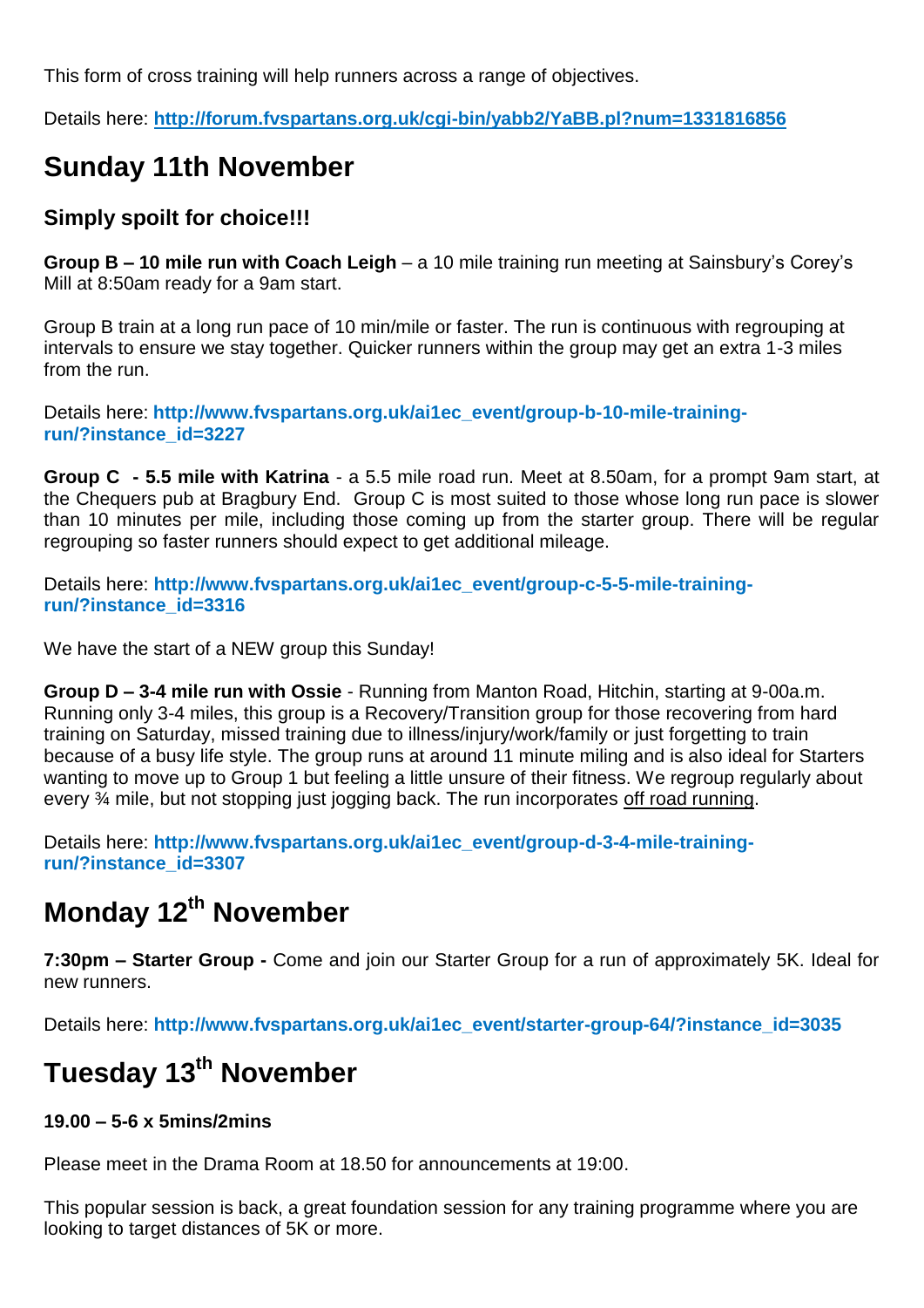This form of cross training will help runners across a range of objectives.

Details here: **http://forum.fvspartans.org.uk/cgi-bin/yabb2/YaBB.pl?num=1331816856**

# Sunday 11th November

### Simply spoilt for choice!!!

**Group B – 10 mile run with Coach Leigh** – a 10 mile training run meeting at Sainsbury's Corey's Mill at 8:50am ready for a 9am start.

Group B train at a long run pace of 10 min/mile or faster. The run is continuous with regrouping at intervals to ensure we stay together. Quicker runners within the group may get an extra 1-3 miles from the run.

Details here: **http://www.fvspartans.org.uk/ai1ec_event/group-b-10-mile-training-run/?instance_id=3227**

**Group C - 5.5 mile with Katrina** - a 5.5 mile road run. Meet at 8.50am, for a prompt 9am start, at the Chequers pub at Bragbury End. Group C is most suited to those whose long run pace is slower than 10 minutes per mile, including those coming up from the starter group. There will be regular regrouping so faster runners should expect to get additional mileage.

Details here: **http://www.fvspartans.org.uk/ai1ec_event/group-c-5-5-mile-training-run/?instance_id=3316**

We have the start of a NEW group this Sunday!

**Group D – 3-4 mile run with Ossie** - Running from Manton Road, Hitchin, starting at 9-00a.m. Running only 3-4 miles, this group is a Recovery/Transition group for those recovering from hard training on Saturday, missed training due to illness/injury/work/family or just forgetting to train because of a busy life style. The group runs at around 11 minute miling and is also ideal for Starters wanting to move up to Group 1 but feeling a little unsure of their fitness. We regroup regularly about every ¾ mile, but not stopping just jogging back. The run incorporates off road running.

Details here: **http://www.fvspartans.org.uk/ai1ec_event/group-d-3-4-mile-training-run/?instance_id=3307**

# Monday 12th November

**7:30pm – Starter Group -** Come and join our Starter Group for a run of approximately 5K. Ideal for new runners.

Details here: **http://www.fvspartans.org.uk/ai1ec_event/starter-group-64/?instance_id=3035**

# Tuesday 13th November

**19.00 – 5-6 x 5mins/2mins**

Please meet in the Drama Room at 18.50 for announcements at 19:00.

This popular session is back, a great foundation session for any training programme where you are looking to target distances of 5K or more.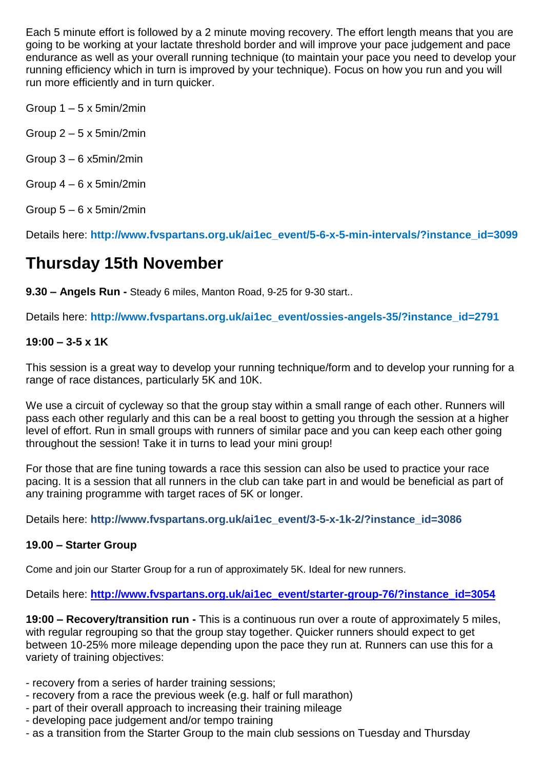Each 5 minute effort is followed by a 2 minute moving recovery. The effort length means that you are going to be working at your lactate threshold border and will improve your pace judgement and pace endurance as well as your overall running technique (to maintain your pace you need to develop your running efficiency which in turn is improved by your technique). Focus on how you run and you will run more efficiently and in turn quicker.

Group 1 – 5 x 5min/2min

Group 2 – 5 x 5min/2min

Group 3 – 6 x5min/2min

Group 4 – 6 x 5min/2min

Group 5 – 6 x 5min/2min

Details here: **http://www.fvspartans.org.uk/ai1ec_event/5-6-x-5-min-intervals/?instance_id=3099**

## Thursday 15th November

**9.30 – Angels Run -** Steady 6 miles, Manton Road, 9-25 for 9-30 start..

Details here: **http://www.fvspartans.org.uk/ai1ec_event/ossies-angels-35/?instance_id=2791**

**19:00 – 3-5 x 1K**

This session is a great way to develop your running technique/form and to develop your running for a range of race distances, particularly 5K and 10K.

We use a circuit of cycleway so that the group stay within a small range of each other. Runners will pass each other regularly and this can be a real boost to getting you through the session at a higher level of effort. Run in small groups with runners of similar pace and you can keep each other going throughout the session! Take it in turns to lead your mini group!

For those that are fine tuning towards a race this session can also be used to practice your race pacing. It is a session that all runners in the club can take part in and would be beneficial as part of any training programme with target races of 5K or longer.

Details here: **http://www.fvspartans.org.uk/ai1ec_event/3-5-x-1k-2/?instance_id=3086**

**19.00 – Starter Group**

Come and join our Starter Group for a run of approximately 5K. Ideal for new runners.

Details here: **http://www.fvspartans.org.uk/ai1ec_event/starter-group-76/?instance_id=3054**

**19:00 – Recovery/transition run -** This is a continuous run over a route of approximately 5 miles, with regular regrouping so that the group stay together. Quicker runners should expect to get between 10-25% more mileage depending upon the pace they run at. Runners can use this for a variety of training objectives:

- recovery from a series of harder training sessions;
- recovery from a race the previous week (e.g. half or full marathon)
- part of their overall approach to increasing their training mileage
- developing pace judgement and/or tempo training
- as a transition from the Starter Group to the main club sessions on Tuesday and Thursday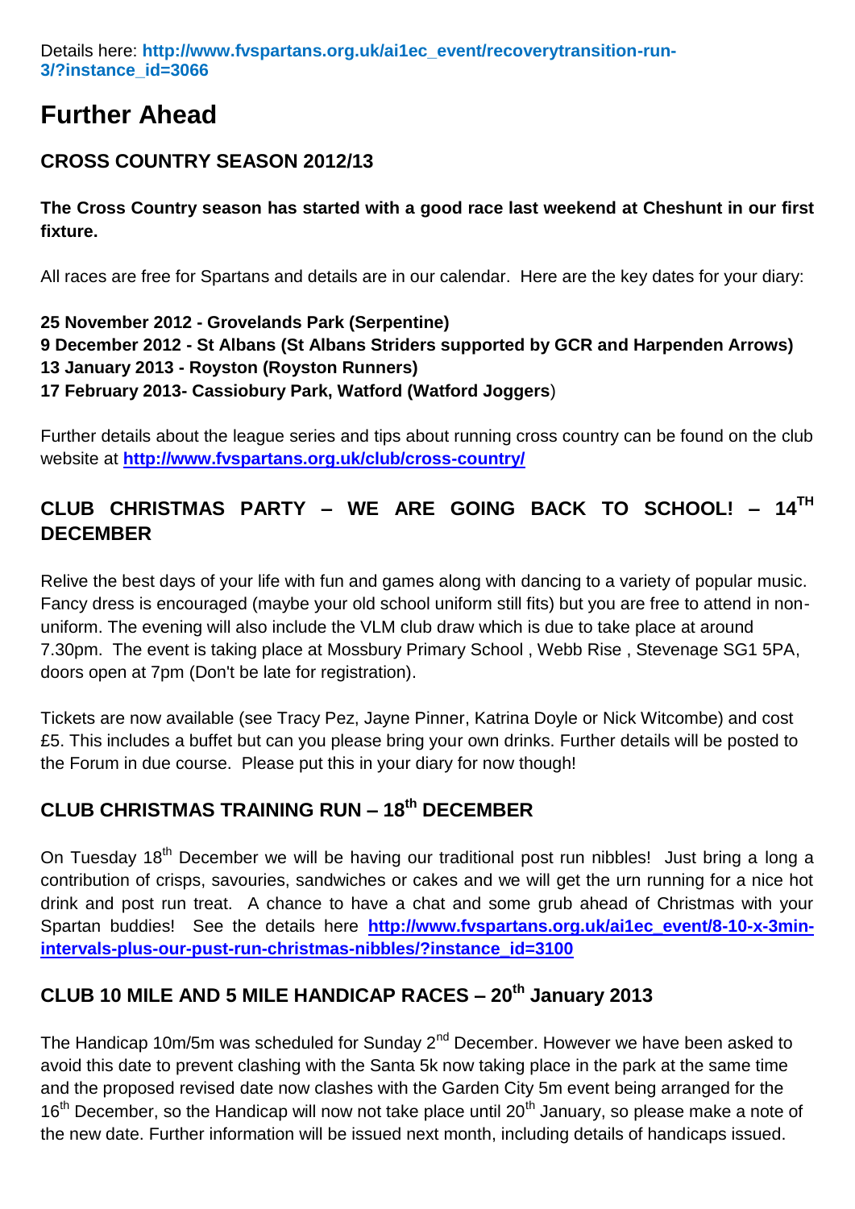Details here: **http://www.fvspartans.org.uk/ai1ec_event/recoverytransition-run-3/?instance_id=3066**

# Further Ahead

## CROSS COUNTRY SEASON 2012/13

**The Cross Country season has started with a good race last weekend at Cheshunt in our first fixture.**

All races are free for Spartans and details are in our calendar. Here are the key dates for your diary:

**25 November 2012 - Grovelands Park (Serpentine)**
**9 December 2012 - St Albans (St Albans Striders supported by GCR and Harpenden Arrows)**
**13 January 2013 - Royston (Royston Runners)**
**17 February 2013- Cassiobury Park, Watford (Watford Joggers**)

Further details about the league series and tips about running cross country can be found on the club website at **http://www.fvspartans.org.uk/club/cross-country/**

## CLUB CHRISTMAS PARTY – WE ARE GOING BACK TO SCHOOL! – 14TH DECEMBER

Relive the best days of your life with fun and games along with dancing to a variety of popular music. Fancy dress is encouraged (maybe your old school uniform still fits) but you are free to attend in non-uniform. The evening will also include the VLM club draw which is due to take place at around 7.30pm. The event is taking place at Mossbury Primary School , Webb Rise , Stevenage SG1 5PA, doors open at 7pm (Don't be late for registration).

Tickets are now available (see Tracy Pez, Jayne Pinner, Katrina Doyle or Nick Witcombe) and cost £5. This includes a buffet but can you please bring your own drinks. Further details will be posted to the Forum in due course. Please put this in your diary for now though!

## CLUB CHRISTMAS TRAINING RUN – 18th DECEMBER

On Tuesday 18th December we will be having our traditional post run nibbles! Just bring a long a contribution of crisps, savouries, sandwiches or cakes and we will get the urn running for a nice hot drink and post run treat. A chance to have a chat and some grub ahead of Christmas with your Spartan buddies! See the details here **http://www.fvspartans.org.uk/ai1ec_event/8-10-x-3min-intervals-plus-our-pust-run-christmas-nibbles/?instance_id=3100**

## CLUB 10 MILE AND 5 MILE HANDICAP RACES – 20th January 2013

The Handicap 10m/5m was scheduled for Sunday 2nd December. However we have been asked to avoid this date to prevent clashing with the Santa 5k now taking place in the park at the same time and the proposed revised date now clashes with the Garden City 5m event being arranged for the 16th December, so the Handicap will now not take place until 20th January, so please make a note of the new date. Further information will be issued next month, including details of handicaps issued.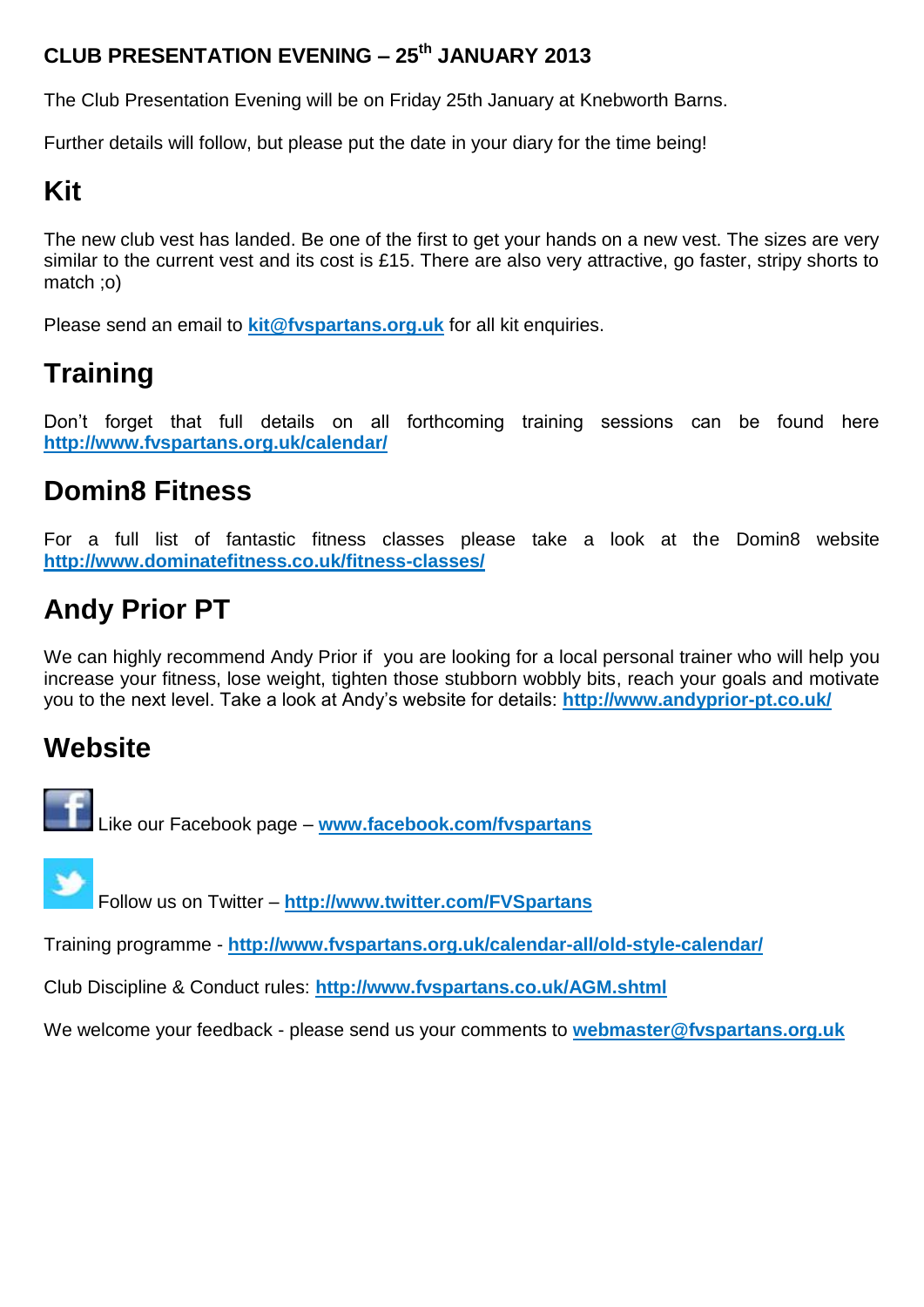## CLUB PRESENTATION EVENING – 25th JANUARY 2013

The Club Presentation Evening will be on Friday 25th January at Knebworth Barns.

Further details will follow, but please put the date in your diary for the time being!

# Kit

The new club vest has landed. Be one of the first to get your hands on a new vest. The sizes are very similar to the current vest and its cost is £15. There are also very attractive, go faster, stripy shorts to match ;o)

Please send an email to **kit@fvspartans.org.uk** for all kit enquiries.

# Training

Don't forget that full details on all forthcoming training sessions can be found here **http://www.fvspartans.org.uk/calendar/**

# Domin8 Fitness

For a full list of fantastic fitness classes please take a look at the Domin8 website **http://www.dominatefitness.co.uk/fitness-classes/**

# Andy Prior PT

We can highly recommend Andy Prior if you are looking for a local personal trainer who will help you increase your fitness, lose weight, tighten those stubborn wobbly bits, reach your goals and motivate you to the next level. Take a look at Andy's website for details: **http://www.andyprior-pt.co.uk/**

# Website

Like our Facebook page – **www.facebook.com/fvspartans**

Follow us on Twitter – **http://www.twitter.com/FVSpartans**

Training programme - **http://www.fvspartans.org.uk/calendar-all/old-style-calendar/**

Club Discipline & Conduct rules: **http://www.fvspartans.co.uk/AGM.shtml**

We welcome your feedback - please send us your comments to **webmaster@fvspartans.org.uk**